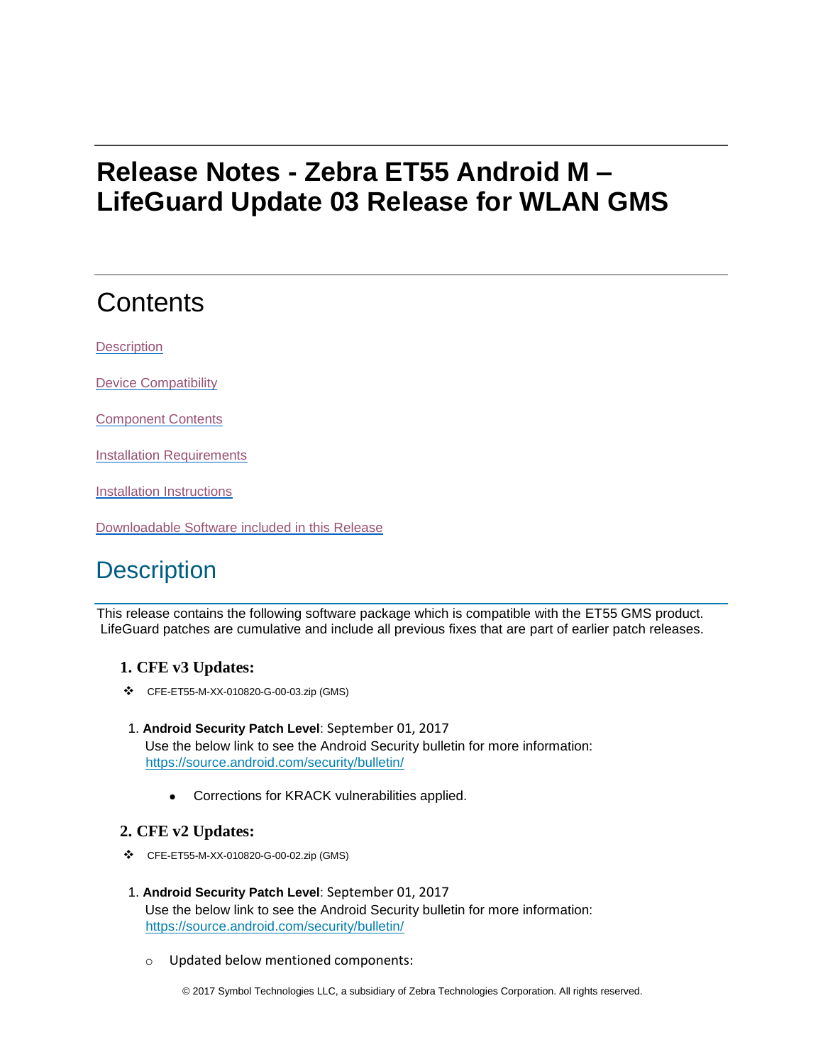# Release Notes - Zebra ET55 Android M – LifeGuard Update 03 Release for WLAN GMS

## Contents

[Description](#description)

[Device Compatibility](#device-compatibility)

[Component Contents](#component-contents)

[Installation Requirements](#installation-requirements)

[Installation Instructions](#installation-instructions)

[Downloadable Software included in this Release](#downloadable-software-included-in-this-release)

## Description

This release contains the following software package which is compatible with the ET55 GMS product. LifeGuard patches are cumulative and include all previous fixes that are part of earlier patch releases.

### 1. CFE v3 Updates:

- ❖ CFE-ET55-M-XX-010820-G-00-03.zip (GMS)

1. **Android Security Patch Level**: September 01, 2017
   Use the below link to see the Android Security bulletin for more information: https://source.android.com/security/bulletin/

   - Corrections for KRACK vulnerabilities applied.

### 2. CFE v2 Updates:

- ❖ CFE-ET55-M-XX-010820-G-00-02.zip (GMS)

1. **Android Security Patch Level**: September 01, 2017
   Use the below link to see the Android Security bulletin for more information: https://source.android.com/security/bulletin/

   - Updated below mentioned components: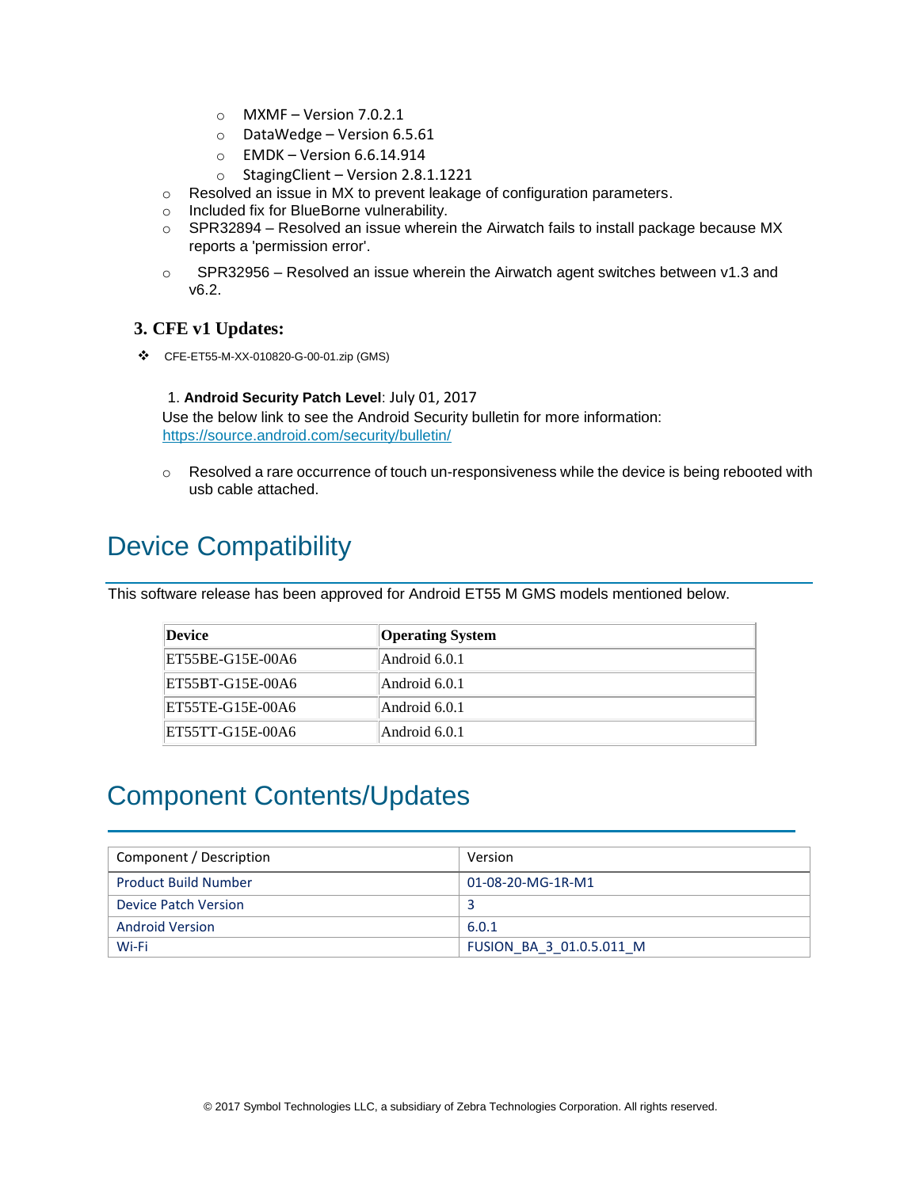- MXMF – Version 7.0.2.1
  - DataWedge – Version 6.5.61
  - EMDK – Version 6.6.14.914
  - StagingClient – Version 2.8.1.1221
- Resolved an issue in MX to prevent leakage of configuration parameters.
- Included fix for BlueBorne vulnerability.
- SPR32894 – Resolved an issue wherein the Airwatch fails to install package because MX reports a 'permission error'.
- SPR32956 – Resolved an issue wherein the Airwatch agent switches between v1.3 and v6.2.

### 3. CFE v1 Updates:

❖ CFE-ET55-M-XX-010820-G-00-01.zip (GMS)

1. **Android Security Patch Level**: July 01, 2017

Use the below link to see the Android Security bulletin for more information: https://source.android.com/security/bulletin/

- Resolved a rare occurrence of touch un-responsiveness while the device is being rebooted with usb cable attached.

# Device Compatibility

This software release has been approved for Android ET55 M GMS models mentioned below.

| **Device** | **Operating System** |
|---|---|
| ET55BE-G15E-00A6 | Android 6.0.1 |
| ET55BT-G15E-00A6 | Android 6.0.1 |
| ET55TE-G15E-00A6 | Android 6.0.1 |
| ET55TT-G15E-00A6 | Android 6.0.1 |

# Component Contents/Updates

| Component / Description | Version |
|---|---|
| Product Build Number | 01-08-20-MG-1R-M1 |
| Device Patch Version | 3 |
| Android Version | 6.0.1 |
| Wi-Fi | FUSION_BA_3_01.0.5.011_M |

© 2017 Symbol Technologies LLC, a subsidiary of Zebra Technologies Corporation. All rights reserved.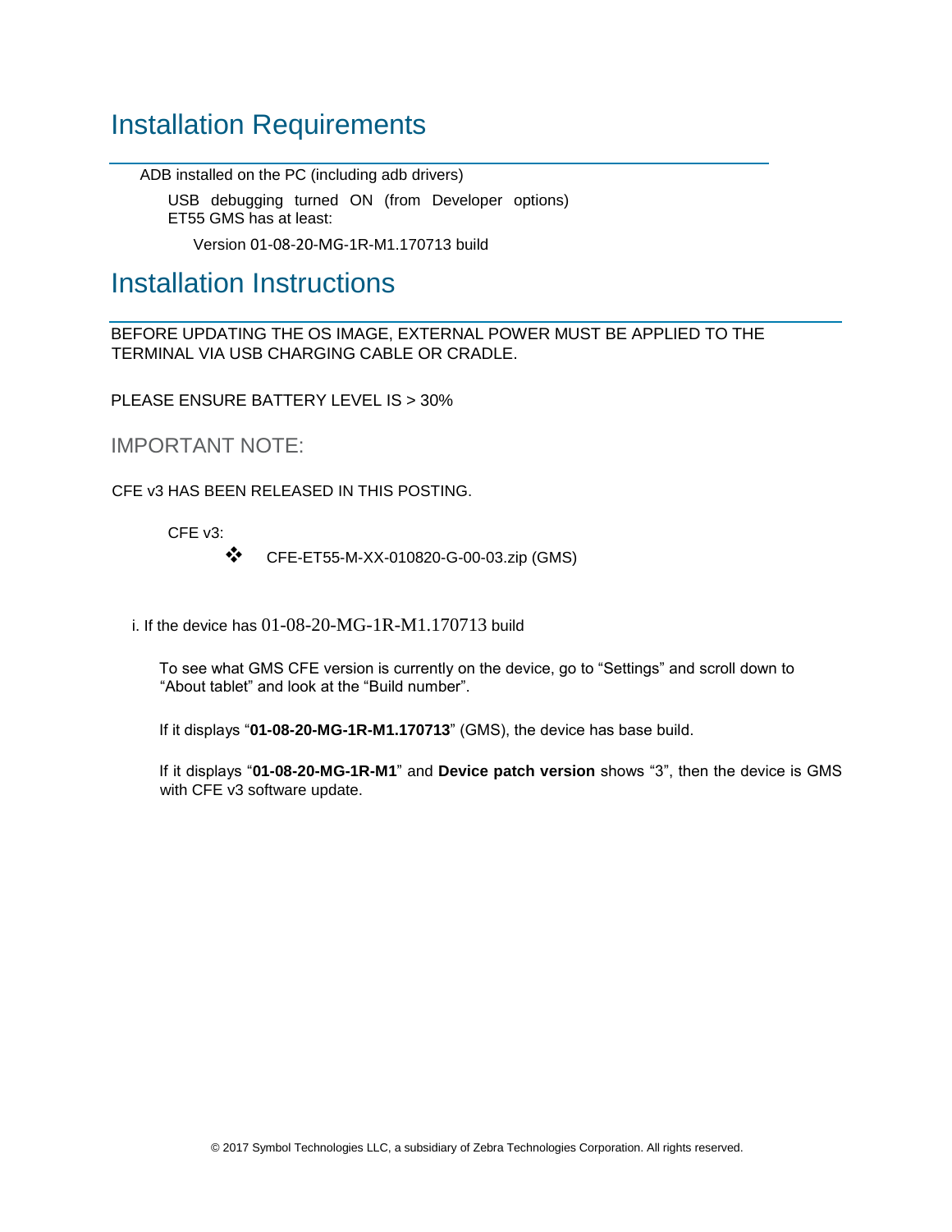## Installation Requirements

- ADB installed on the PC (including adb drivers)
  - USB debugging turned ON (from Developer options)
  - ET55 GMS has at least:
    - Version 01-08-20-MG-1R-M1.170713 build

## Installation Instructions

BEFORE UPDATING THE OS IMAGE, EXTERNAL POWER MUST BE APPLIED TO THE TERMINAL VIA USB CHARGING CABLE OR CRADLE.

PLEASE ENSURE BATTERY LEVEL IS > 30%

### IMPORTANT NOTE:

CFE v3 HAS BEEN RELEASED IN THIS POSTING.

CFE v3:

- CFE-ET55-M-XX-010820-G-00-03.zip (GMS)

i. If the device has 01-08-20-MG-1R-M1.170713 build

To see what GMS CFE version is currently on the device, go to “Settings” and scroll down to “About tablet” and look at the “Build number”.

If it displays “**01-08-20-MG-1R-M1.170713**” (GMS), the device has base build.

If it displays “**01-08-20-MG-1R-M1**” and **Device patch version** shows “3”, then the device is GMS with CFE v3 software update.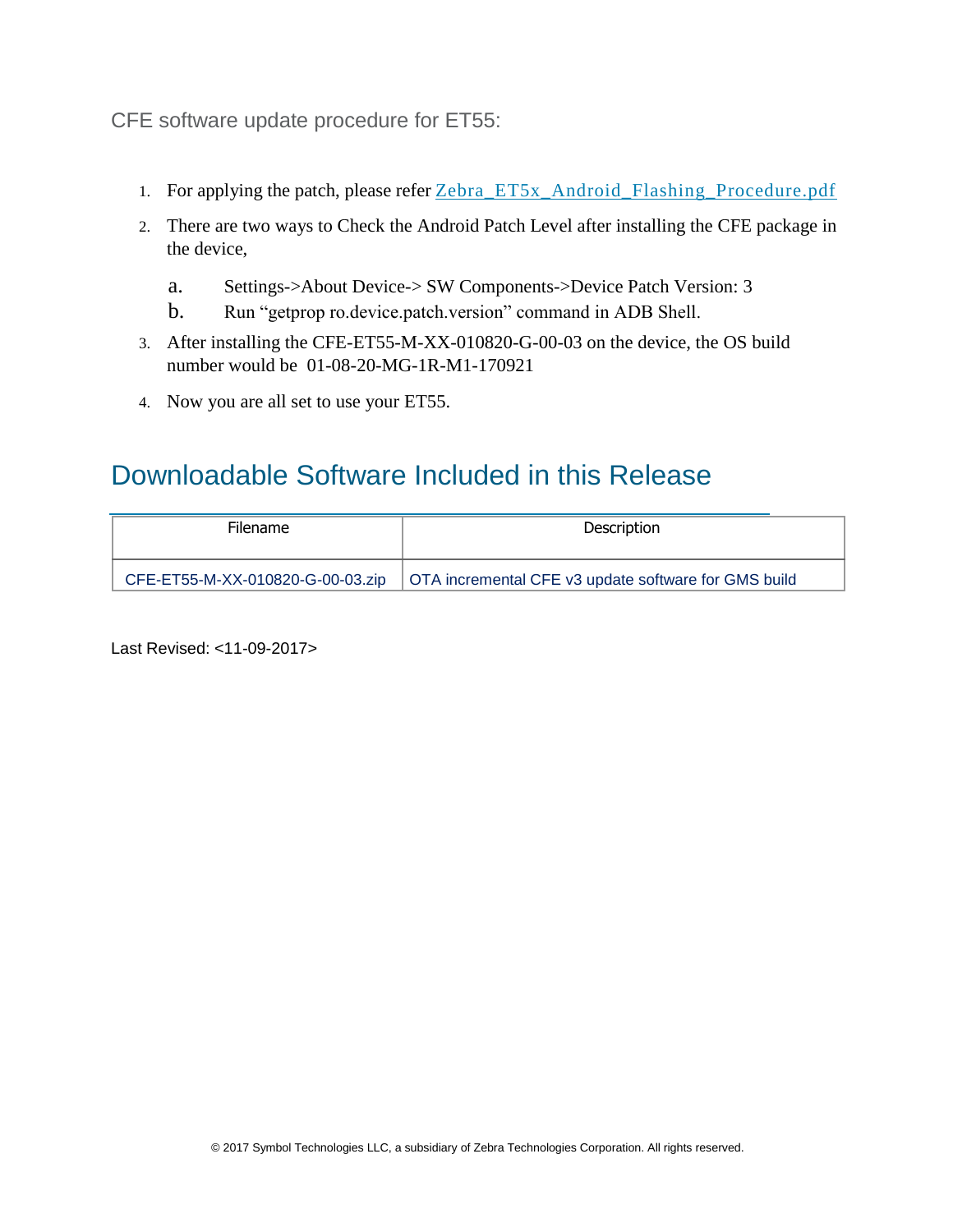CFE software update procedure for ET55:

1. For applying the patch, please refer Zebra_ET5x_Android_Flashing_Procedure.pdf
2. There are two ways to Check the Android Patch Level after installing the CFE package in the device,
   a. Settings->About Device-> SW Components->Device Patch Version: 3
   b. Run "getprop ro.device.patch.version" command in ADB Shell.
3. After installing the CFE-ET55-M-XX-010820-G-00-03 on the device, the OS build number would be 01-08-20-MG-1R-M1-170921
4. Now you are all set to use your ET55.

## Downloadable Software Included in this Release

| Filename | Description |
|---|---|
| CFE-ET55-M-XX-010820-G-00-03.zip | OTA incremental CFE v3 update software for GMS build |

Last Revised: <11-09-2017>

© 2017 Symbol Technologies LLC, a subsidiary of Zebra Technologies Corporation. All rights reserved.